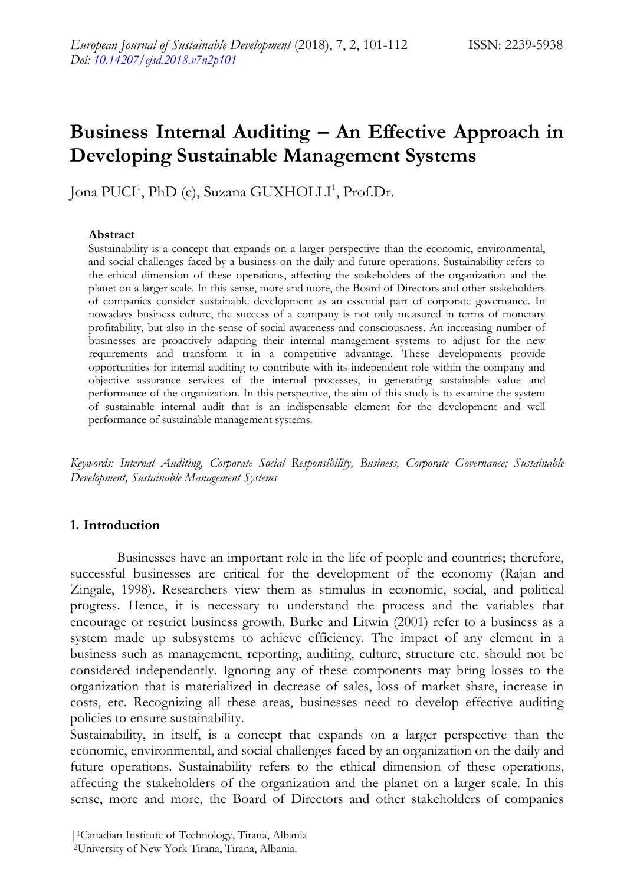# Business Internal Auditing – An Effective Approach in Developing Sustainable Management Systems

Jona PUCI[1], PhD (c), Suzana GUXHOLLI[1], Prof.Dr.

### Abstract

Sustainability is a concept that expands on a larger perspective than the economic, environmental, and social challenges faced by a business on the daily and future operations. Sustainability refers to the ethical dimension of these operations, affecting the stakeholders of the organization and the planet on a larger scale. In this sense, more and more, the Board of Directors and other stakeholders of companies consider sustainable development as an essential part of corporate governance. In nowadays business culture, the success of a company is not only measured in terms of monetary profitability, but also in the sense of social awareness and consciousness. An increasing number of businesses are proactively adapting their internal management systems to adjust for the new requirements and transform it in a competitive advantage. These developments provide opportunities for internal auditing to contribute with its independent role within the company and objective assurance services of the internal processes, in generating sustainable value and performance of the organization. In this perspective, the aim of this study is to examine the system of sustainable internal audit that is an indispensable element for the development and well performance of sustainable management systems.

*Keywords: Internal Auditing, Corporate Social Responsibility, Business, Corporate Governance; Sustainable Development, Sustainable Management Systems*

## 1. Introduction

Businesses have an important role in the life of people and countries; therefore, successful businesses are critical for the development of the economy (Rajan and Zingale, 1998). Researchers view them as stimulus in economic, social, and political progress. Hence, it is necessary to understand the process and the variables that encourage or restrict business growth. Burke and Litwin (2001) refer to a business as a system made up subsystems to achieve efficiency. The impact of any element in a business such as management, reporting, auditing, culture, structure etc. should not be considered independently. Ignoring any of these components may bring losses to the organization that is materialized in decrease of sales, loss of market share, increase in costs, etc. Recognizing all these areas, businesses need to develop effective auditing policies to ensure sustainability.

Sustainability, in itself, is a concept that expands on a larger perspective than the economic, environmental, and social challenges faced by an organization on the daily and future operations. Sustainability refers to the ethical dimension of these operations, affecting the stakeholders of the organization and the planet on a larger scale. In this sense, more and more, the Board of Directors and other stakeholders of companies

[1]Canadian Institute of Technology, Tirana, Albania

[2]University of New York Tirana, Tirana, Albania.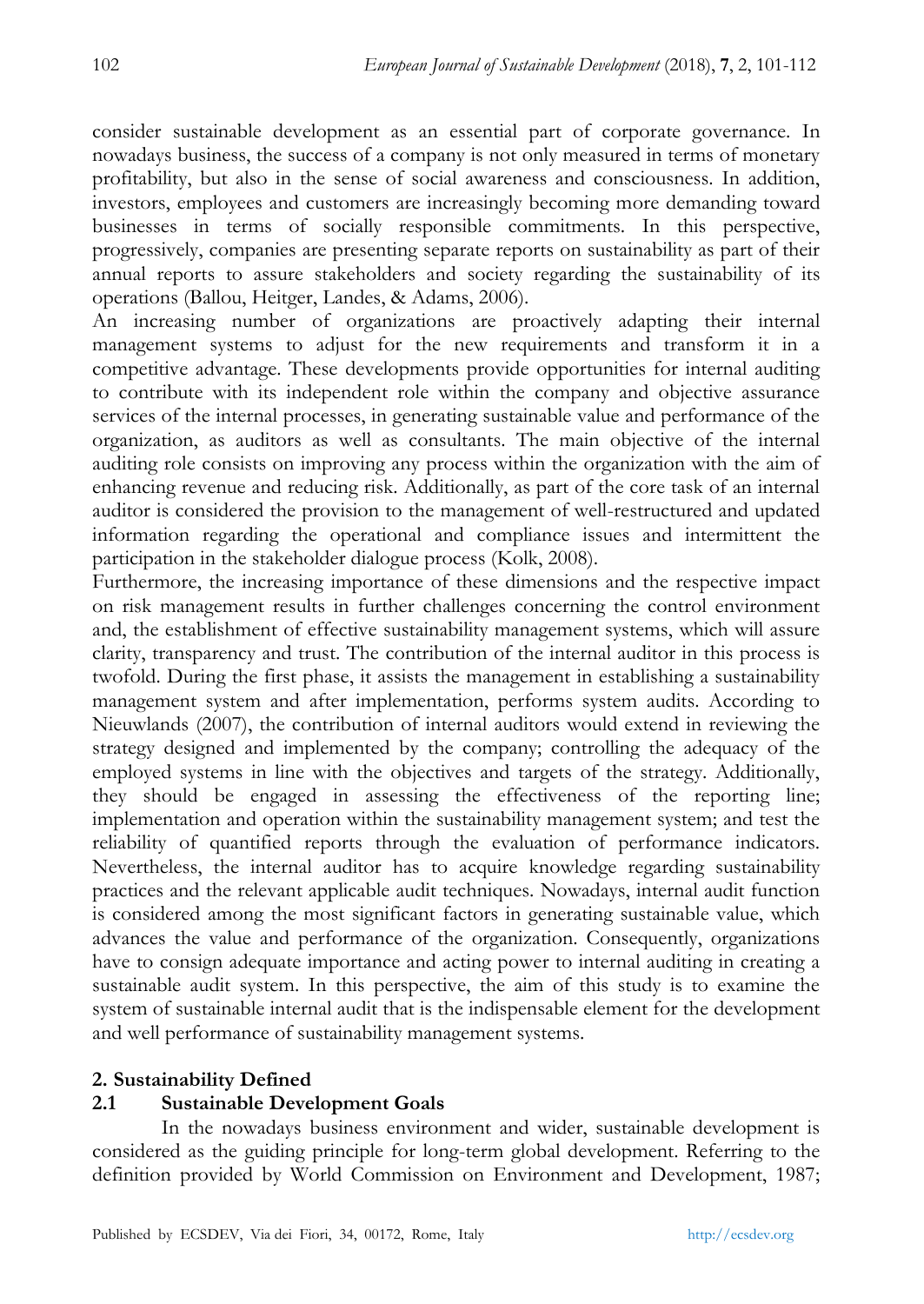consider sustainable development as an essential part of corporate governance. In nowadays business, the success of a company is not only measured in terms of monetary profitability, but also in the sense of social awareness and consciousness. In addition, investors, employees and customers are increasingly becoming more demanding toward businesses in terms of socially responsible commitments. In this perspective, progressively, companies are presenting separate reports on sustainability as part of their annual reports to assure stakeholders and society regarding the sustainability of its operations (Ballou, Heitger, Landes, & Adams, 2006).

An increasing number of organizations are proactively adapting their internal management systems to adjust for the new requirements and transform it in a competitive advantage. These developments provide opportunities for internal auditing to contribute with its independent role within the company and objective assurance services of the internal processes, in generating sustainable value and performance of the organization, as auditors as well as consultants. The main objective of the internal auditing role consists on improving any process within the organization with the aim of enhancing revenue and reducing risk. Additionally, as part of the core task of an internal auditor is considered the provision to the management of well-restructured and updated information regarding the operational and compliance issues and intermittent the participation in the stakeholder dialogue process (Kolk, 2008).

Furthermore, the increasing importance of these dimensions and the respective impact on risk management results in further challenges concerning the control environment and, the establishment of effective sustainability management systems, which will assure clarity, transparency and trust. The contribution of the internal auditor in this process is twofold. During the first phase, it assists the management in establishing a sustainability management system and after implementation, performs system audits. According to Nieuwlands (2007), the contribution of internal auditors would extend in reviewing the strategy designed and implemented by the company; controlling the adequacy of the employed systems in line with the objectives and targets of the strategy. Additionally, they should be engaged in assessing the effectiveness of the reporting line; implementation and operation within the sustainability management system; and test the reliability of quantified reports through the evaluation of performance indicators. Nevertheless, the internal auditor has to acquire knowledge regarding sustainability practices and the relevant applicable audit techniques. Nowadays, internal audit function is considered among the most significant factors in generating sustainable value, which advances the value and performance of the organization. Consequently, organizations have to consign adequate importance and acting power to internal auditing in creating a sustainable audit system. In this perspective, the aim of this study is to examine the system of sustainable internal audit that is the indispensable element for the development and well performance of sustainability management systems.

## 2. Sustainability Defined

### 2.1 Sustainable Development Goals

In the nowadays business environment and wider, sustainable development is considered as the guiding principle for long-term global development. Referring to the definition provided by World Commission on Environment and Development, 1987;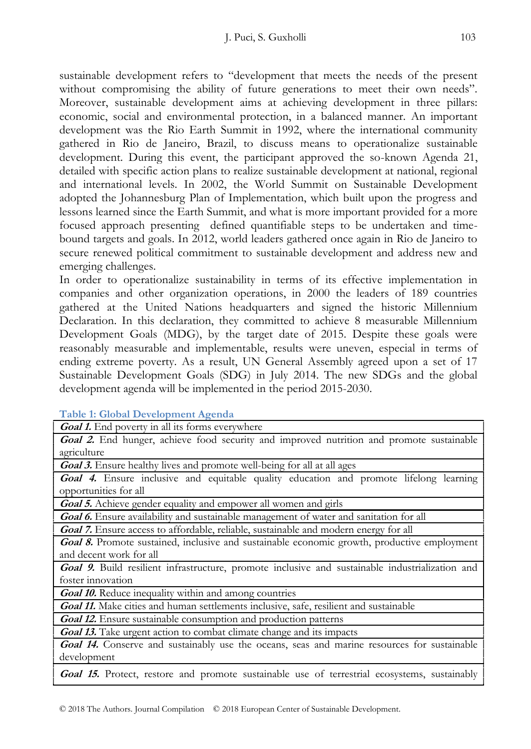sustainable development refers to "development that meets the needs of the present without compromising the ability of future generations to meet their own needs". Moreover, sustainable development aims at achieving development in three pillars: economic, social and environmental protection, in a balanced manner. An important development was the Rio Earth Summit in 1992, where the international community gathered in Rio de Janeiro, Brazil, to discuss means to operationalize sustainable development. During this event, the participant approved the so-known Agenda 21, detailed with specific action plans to realize sustainable development at national, regional and international levels. In 2002, the World Summit on Sustainable Development adopted the Johannesburg Plan of Implementation, which built upon the progress and lessons learned since the Earth Summit, and what is more important provided for a more focused approach presenting defined quantifiable steps to be undertaken and time-bound targets and goals. In 2012, world leaders gathered once again in Rio de Janeiro to secure renewed political commitment to sustainable development and address new and emerging challenges.

In order to operationalize sustainability in terms of its effective implementation in companies and other organization operations, in 2000 the leaders of 189 countries gathered at the United Nations headquarters and signed the historic Millennium Declaration. In this declaration, they committed to achieve 8 measurable Millennium Development Goals (MDG), by the target date of 2015. Despite these goals were reasonably measurable and implementable, results were uneven, especial in terms of ending extreme poverty. As a result, UN General Assembly agreed upon a set of 17 Sustainable Development Goals (SDG) in July 2014. The new SDGs and the global development agenda will be implemented in the period 2015-2030.

**Table 1: Global Development Agenda**

| |
|---|
| ***Goal 1.*** End poverty in all its forms everywhere |
| ***Goal 2.*** End hunger, achieve food security and improved nutrition and promote sustainable agriculture |
| ***Goal 3.*** Ensure healthy lives and promote well-being for all at all ages |
| ***Goal 4.*** Ensure inclusive and equitable quality education and promote lifelong learning opportunities for all |
| ***Goal 5.*** Achieve gender equality and empower all women and girls |
| ***Goal 6.*** Ensure availability and sustainable management of water and sanitation for all |
| ***Goal 7.*** Ensure access to affordable, reliable, sustainable and modern energy for all |
| ***Goal 8.*** Promote sustained, inclusive and sustainable economic growth, productive employment and decent work for all |
| ***Goal 9.*** Build resilient infrastructure, promote inclusive and sustainable industrialization and foster innovation |
| ***Goal 10.*** Reduce inequality within and among countries |
| ***Goal 11.*** Make cities and human settlements inclusive, safe, resilient and sustainable |
| ***Goal 12.*** Ensure sustainable consumption and production patterns |
| ***Goal 13.*** Take urgent action to combat climate change and its impacts |
| ***Goal 14.*** Conserve and sustainably use the oceans, seas and marine resources for sustainable development |
| ***Goal 15.*** Protect, restore and promote sustainable use of terrestrial ecosystems, sustainably |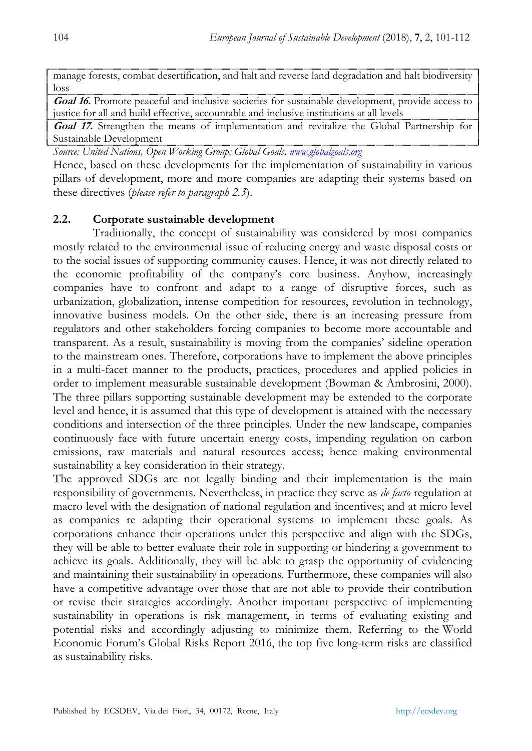| |
|---|
| manage forests, combat desertification, and halt and reverse land degradation and halt biodiversity loss |
| ***Goal 16.*** Promote peaceful and inclusive societies for sustainable development, provide access to justice for all and build effective, accountable and inclusive institutions at all levels |
| ***Goal 17.*** Strengthen the means of implementation and revitalize the Global Partnership for Sustainable Development |

*Source: United Nations, Open Working Group; Global Goals, www.globalgoals.org*

Hence, based on these developments for the implementation of sustainability in various pillars of development, more and more companies are adapting their systems based on these directives (*please refer to paragraph 2.3*).

### 2.2. Corporate sustainable development

Traditionally, the concept of sustainability was considered by most companies mostly related to the environmental issue of reducing energy and waste disposal costs or to the social issues of supporting community causes. Hence, it was not directly related to the economic profitability of the company's core business. Anyhow, increasingly companies have to confront and adapt to a range of disruptive forces, such as urbanization, globalization, intense competition for resources, revolution in technology, innovative business models. On the other side, there is an increasing pressure from regulators and other stakeholders forcing companies to become more accountable and transparent. As a result, sustainability is moving from the companies' sideline operation to the mainstream ones. Therefore, corporations have to implement the above principles in a multi-facet manner to the products, practices, procedures and applied policies in order to implement measurable sustainable development (Bowman & Ambrosini, 2000). The three pillars supporting sustainable development may be extended to the corporate level and hence, it is assumed that this type of development is attained with the necessary conditions and intersection of the three principles. Under the new landscape, companies continuously face with future uncertain energy costs, impending regulation on carbon emissions, raw materials and natural resources access; hence making environmental sustainability a key consideration in their strategy.

The approved SDGs are not legally binding and their implementation is the main responsibility of governments. Nevertheless, in practice they serve as *de facto* regulation at macro level with the designation of national regulation and incentives; and at micro level as companies re adapting their operational systems to implement these goals. As corporations enhance their operations under this perspective and align with the SDGs, they will be able to better evaluate their role in supporting or hindering a government to achieve its goals. Additionally, they will be able to grasp the opportunity of evidencing and maintaining their sustainability in operations. Furthermore, these companies will also have a competitive advantage over those that are not able to provide their contribution or revise their strategies accordingly. Another important perspective of implementing sustainability in operations is risk management, in terms of evaluating existing and potential risks and accordingly adjusting to minimize them. Referring to the World Economic Forum's Global Risks Report 2016, the top five long-term risks are classified as sustainability risks.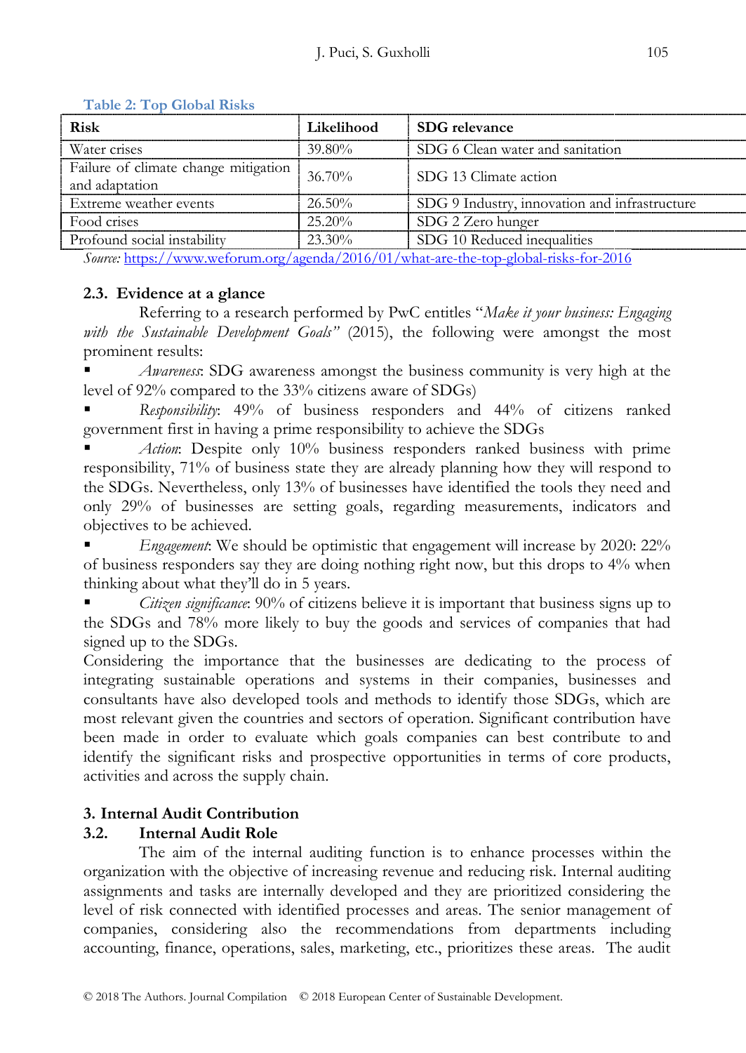**Table 2: Top Global Risks**

| Risk | Likelihood | SDG relevance |
|---|---|---|
| Water crises | 39.80% | SDG 6 Clean water and sanitation |
| Failure of climate change mitigation and adaptation | 36.70% | SDG 13 Climate action |
| Extreme weather events | 26.50% | SDG 9 Industry, innovation and infrastructure |
| Food crises | 25.20% | SDG 2 Zero hunger |
| Profound social instability | 23.30% | SDG 10 Reduced inequalities |

*Source:* https://www.weforum.org/agenda/2016/01/what-are-the-top-global-risks-for-2016

### 2.3. Evidence at a glance

Referring to a research performed by PwC entitles "*Make it your business: Engaging with the Sustainable Development Goals"* (2015), the following were amongst the most prominent results:

- *Awareness*: SDG awareness amongst the business community is very high at the level of 92% compared to the 33% citizens aware of SDGs)
- *Responsibility*: 49% of business responders and 44% of citizens ranked government first in having a prime responsibility to achieve the SDGs
- *Action*: Despite only 10% business responders ranked business with prime responsibility, 71% of business state they are already planning how they will respond to the SDGs. Nevertheless, only 13% of businesses have identified the tools they need and only 29% of businesses are setting goals, regarding measurements, indicators and objectives to be achieved.
- *Engagement*: We should be optimistic that engagement will increase by 2020: 22% of business responders say they are doing nothing right now, but this drops to 4% when thinking about what they'll do in 5 years.
- *Citizen significance*: 90% of citizens believe it is important that business signs up to the SDGs and 78% more likely to buy the goods and services of companies that had signed up to the SDGs.

Considering the importance that the businesses are dedicating to the process of integrating sustainable operations and systems in their companies, businesses and consultants have also developed tools and methods to identify those SDGs, which are most relevant given the countries and sectors of operation. Significant contribution have been made in order to evaluate which goals companies can best contribute to and identify the significant risks and prospective opportunities in terms of core products, activities and across the supply chain.

## 3. Internal Audit Contribution

### 3.2. Internal Audit Role

The aim of the internal auditing function is to enhance processes within the organization with the objective of increasing revenue and reducing risk. Internal auditing assignments and tasks are internally developed and they are prioritized considering the level of risk connected with identified processes and areas. The senior management of companies, considering also the recommendations from departments including accounting, finance, operations, sales, marketing, etc., prioritizes these areas. The audit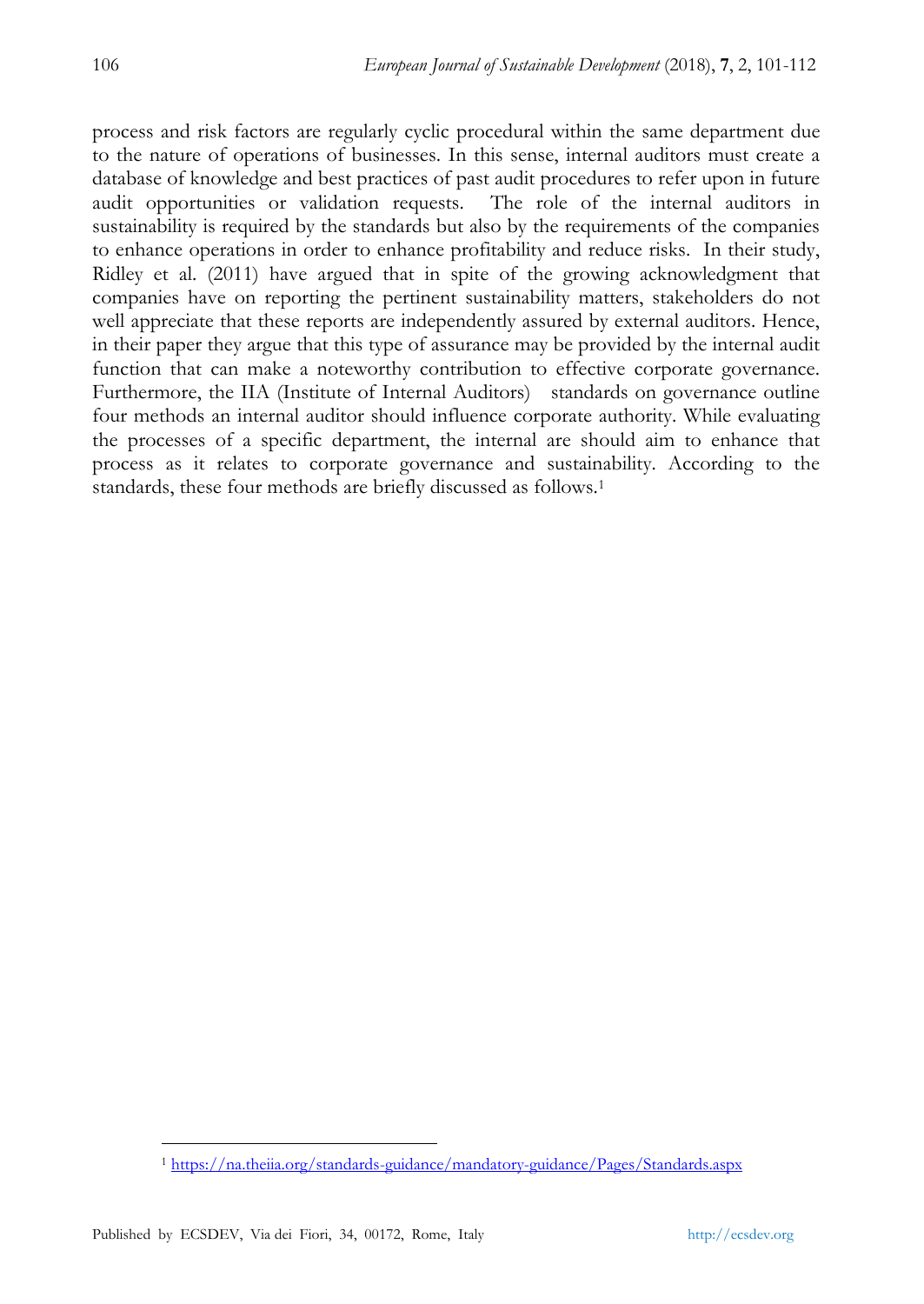process and risk factors are regularly cyclic procedural within the same department due to the nature of operations of businesses. In this sense, internal auditors must create a database of knowledge and best practices of past audit procedures to refer upon in future audit opportunities or validation requests. The role of the internal auditors in sustainability is required by the standards but also by the requirements of the companies to enhance operations in order to enhance profitability and reduce risks. In their study, Ridley et al. (2011) have argued that in spite of the growing acknowledgment that companies have on reporting the pertinent sustainability matters, stakeholders do not well appreciate that these reports are independently assured by external auditors. Hence, in their paper they argue that this type of assurance may be provided by the internal audit function that can make a noteworthy contribution to effective corporate governance. Furthermore, the IIA (Institute of Internal Auditors) standards on governance outline four methods an internal auditor should influence corporate authority. While evaluating the processes of a specific department, the internal are should aim to enhance that process as it relates to corporate governance and sustainability. According to the standards, these four methods are briefly discussed as follows.[1]

[1] https://na.theiia.org/standards-guidance/mandatory-guidance/Pages/Standards.aspx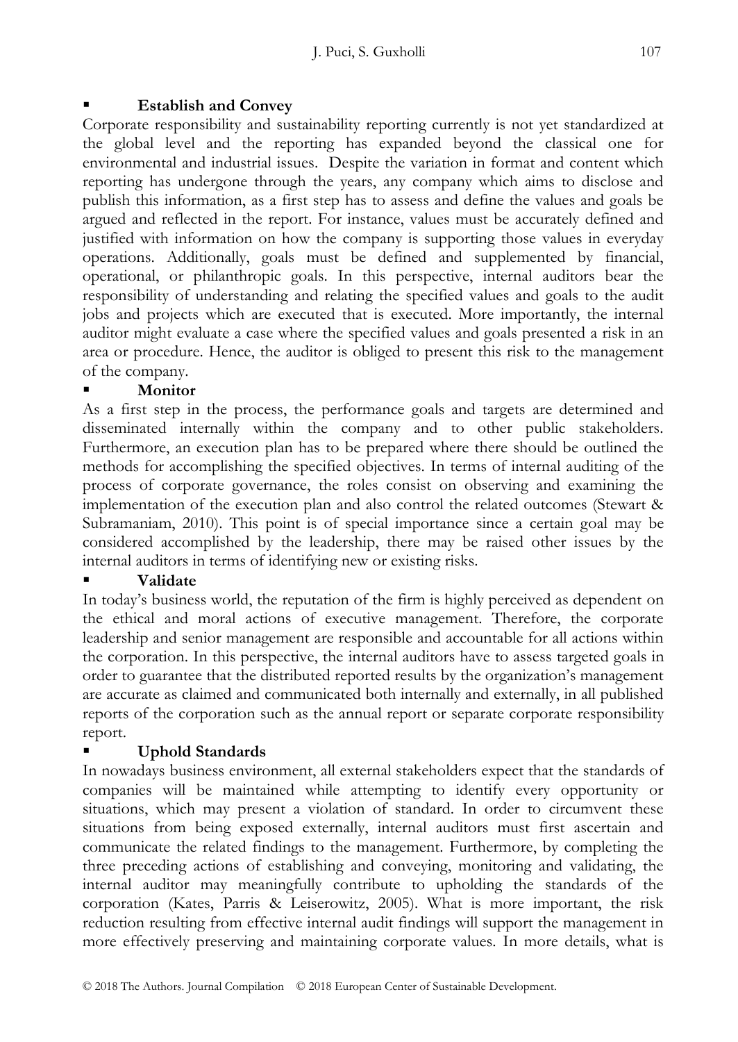- **Establish and Convey**

Corporate responsibility and sustainability reporting currently is not yet standardized at the global level and the reporting has expanded beyond the classical one for environmental and industrial issues. Despite the variation in format and content which reporting has undergone through the years, any company which aims to disclose and publish this information, as a first step has to assess and define the values and goals be argued and reflected in the report. For instance, values must be accurately defined and justified with information on how the company is supporting those values in everyday operations. Additionally, goals must be defined and supplemented by financial, operational, or philanthropic goals. In this perspective, internal auditors bear the responsibility of understanding and relating the specified values and goals to the audit jobs and projects which are executed that is executed. More importantly, the internal auditor might evaluate a case where the specified values and goals presented a risk in an area or procedure. Hence, the auditor is obliged to present this risk to the management of the company.

- **Monitor**

As a first step in the process, the performance goals and targets are determined and disseminated internally within the company and to other public stakeholders. Furthermore, an execution plan has to be prepared where there should be outlined the methods for accomplishing the specified objectives. In terms of internal auditing of the process of corporate governance, the roles consist on observing and examining the implementation of the execution plan and also control the related outcomes (Stewart & Subramaniam, 2010). This point is of special importance since a certain goal may be considered accomplished by the leadership, there may be raised other issues by the internal auditors in terms of identifying new or existing risks.

- **Validate**

In today's business world, the reputation of the firm is highly perceived as dependent on the ethical and moral actions of executive management. Therefore, the corporate leadership and senior management are responsible and accountable for all actions within the corporation. In this perspective, the internal auditors have to assess targeted goals in order to guarantee that the distributed reported results by the organization's management are accurate as claimed and communicated both internally and externally, in all published reports of the corporation such as the annual report or separate corporate responsibility report.

- **Uphold Standards**

In nowadays business environment, all external stakeholders expect that the standards of companies will be maintained while attempting to identify every opportunity or situations, which may present a violation of standard. In order to circumvent these situations from being exposed externally, internal auditors must first ascertain and communicate the related findings to the management. Furthermore, by completing the three preceding actions of establishing and conveying, monitoring and validating, the internal auditor may meaningfully contribute to upholding the standards of the corporation (Kates, Parris & Leiserowitz, 2005). What is more important, the risk reduction resulting from effective internal audit findings will support the management in more effectively preserving and maintaining corporate values. In more details, what is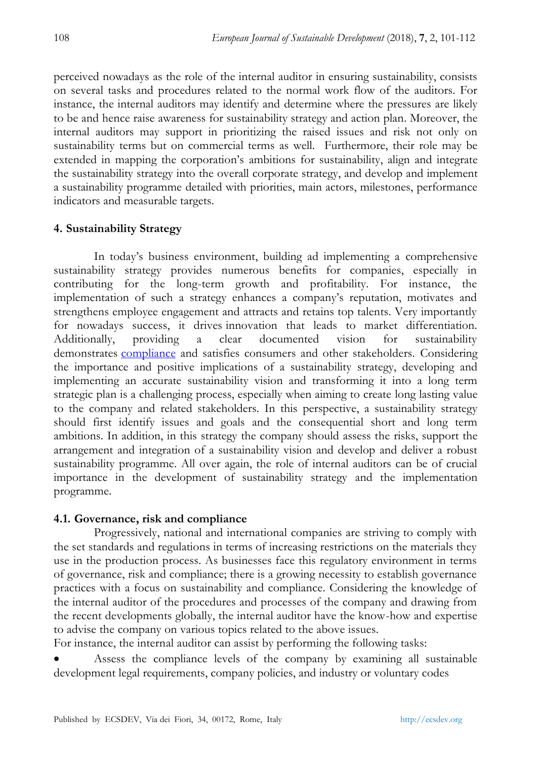perceived nowadays as the role of the internal auditor in ensuring sustainability, consists on several tasks and procedures related to the normal work flow of the auditors. For instance, the internal auditors may identify and determine where the pressures are likely to be and hence raise awareness for sustainability strategy and action plan. Moreover, the internal auditors may support in prioritizing the raised issues and risk not only on sustainability terms but on commercial terms as well. Furthermore, their role may be extended in mapping the corporation's ambitions for sustainability, align and integrate the sustainability strategy into the overall corporate strategy, and develop and implement a sustainability programme detailed with priorities, main actors, milestones, performance indicators and measurable targets.

## 4. Sustainability Strategy

In today's business environment, building ad implementing a comprehensive sustainability strategy provides numerous benefits for companies, especially in contributing for the long-term growth and profitability. For instance, the implementation of such a strategy enhances a company's reputation, motivates and strengthens employee engagement and attracts and retains top talents. Very importantly for nowadays success, it drives innovation that leads to market differentiation. Additionally, providing a clear documented vision for sustainability demonstrates compliance and satisfies consumers and other stakeholders. Considering the importance and positive implications of a sustainability strategy, developing and implementing an accurate sustainability vision and transforming it into a long term strategic plan is a challenging process, especially when aiming to create long lasting value to the company and related stakeholders. In this perspective, a sustainability strategy should first identify issues and goals and the consequential short and long term ambitions. In addition, in this strategy the company should assess the risks, support the arrangement and integration of a sustainability vision and develop and deliver a robust sustainability programme. All over again, the role of internal auditors can be of crucial importance in the development of sustainability strategy and the implementation programme.

### 4.1. Governance, risk and compliance

Progressively, national and international companies are striving to comply with the set standards and regulations in terms of increasing restrictions on the materials they use in the production process. As businesses face this regulatory environment in terms of governance, risk and compliance; there is a growing necessity to establish governance practices with a focus on sustainability and compliance. Considering the knowledge of the internal auditor of the procedures and processes of the company and drawing from the recent developments globally, the internal auditor have the know-how and expertise to advise the company on various topics related to the above issues.

For instance, the internal auditor can assist by performing the following tasks:

- Assess the compliance levels of the company by examining all sustainable development legal requirements, company policies, and industry or voluntary codes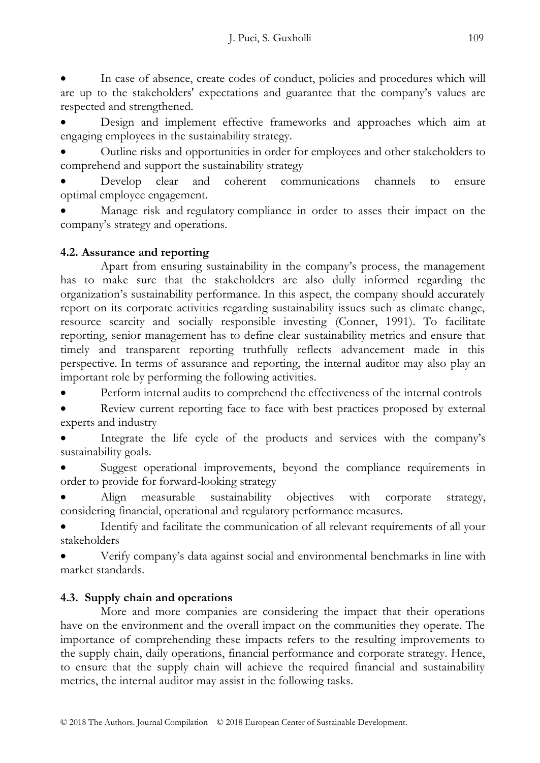- In case of absence, create codes of conduct, policies and procedures which will are up to the stakeholders' expectations and guarantee that the company's values are respected and strengthened.
- Design and implement effective frameworks and approaches which aim at engaging employees in the sustainability strategy.
- Outline risks and opportunities in order for employees and other stakeholders to comprehend and support the sustainability strategy
- Develop clear and coherent communications channels to ensure optimal employee engagement.
- Manage risk and regulatory compliance in order to asses their impact on the company's strategy and operations.

### 4.2. Assurance and reporting

Apart from ensuring sustainability in the company's process, the management has to make sure that the stakeholders are also dully informed regarding the organization's sustainability performance. In this aspect, the company should accurately report on its corporate activities regarding sustainability issues such as climate change, resource scarcity and socially responsible investing (Conner, 1991). To facilitate reporting, senior management has to define clear sustainability metrics and ensure that timely and transparent reporting truthfully reflects advancement made in this perspective. In terms of assurance and reporting, the internal auditor may also play an important role by performing the following activities.

- Perform internal audits to comprehend the effectiveness of the internal controls
- Review current reporting face to face with best practices proposed by external experts and industry
- Integrate the life cycle of the products and services with the company's sustainability goals.
- Suggest operational improvements, beyond the compliance requirements in order to provide for forward-looking strategy
- Align measurable sustainability objectives with corporate strategy, considering financial, operational and regulatory performance measures.
- Identify and facilitate the communication of all relevant requirements of all your stakeholders
- Verify company's data against social and environmental benchmarks in line with market standards.

### 4.3. Supply chain and operations

More and more companies are considering the impact that their operations have on the environment and the overall impact on the communities they operate. The importance of comprehending these impacts refers to the resulting improvements to the supply chain, daily operations, financial performance and corporate strategy. Hence, to ensure that the supply chain will achieve the required financial and sustainability metrics, the internal auditor may assist in the following tasks.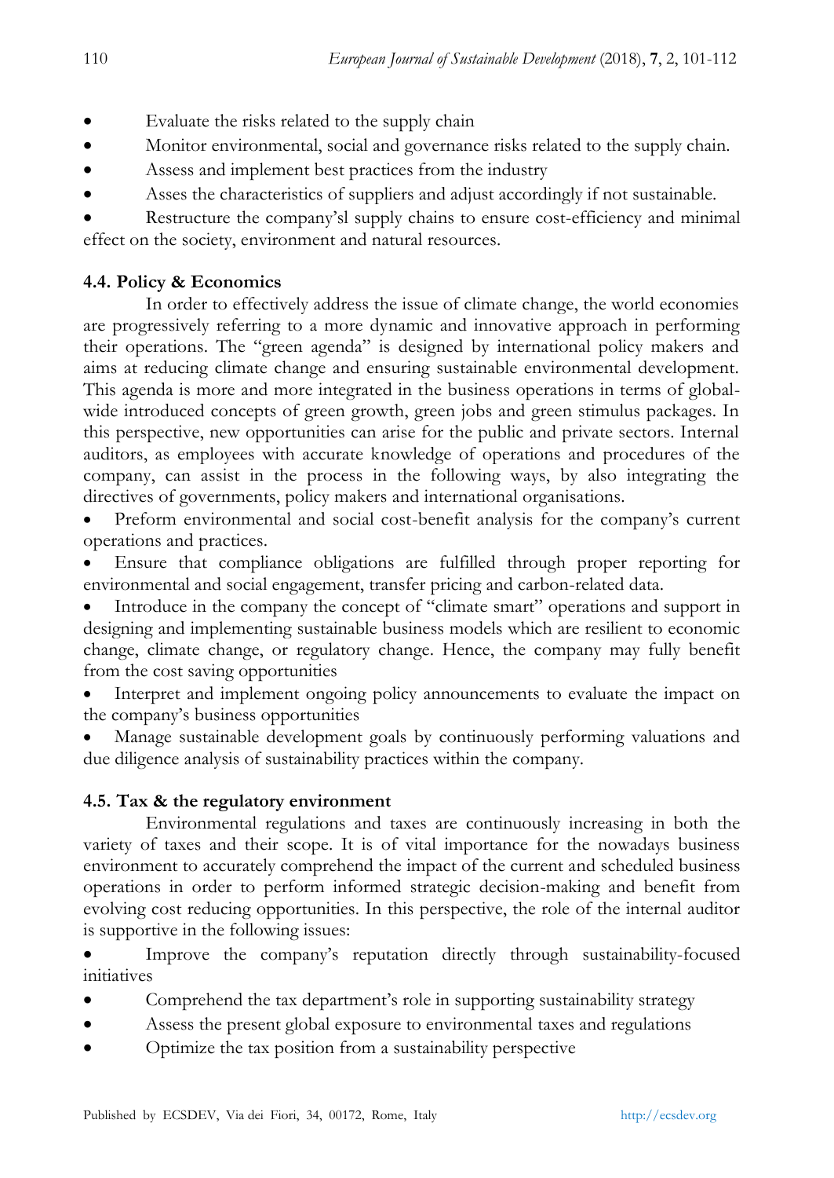- Evaluate the risks related to the supply chain
- Monitor environmental, social and governance risks related to the supply chain.
- Assess and implement best practices from the industry
- Asses the characteristics of suppliers and adjust accordingly if not sustainable.
- Restructure the company'sl supply chains to ensure cost-efficiency and minimal effect on the society, environment and natural resources.

### 4.4. Policy & Economics

In order to effectively address the issue of climate change, the world economies are progressively referring to a more dynamic and innovative approach in performing their operations. The "green agenda" is designed by international policy makers and aims at reducing climate change and ensuring sustainable environmental development. This agenda is more and more integrated in the business operations in terms of global-wide introduced concepts of green growth, green jobs and green stimulus packages. In this perspective, new opportunities can arise for the public and private sectors. Internal auditors, as employees with accurate knowledge of operations and procedures of the company, can assist in the process in the following ways, by also integrating the directives of governments, policy makers and international organisations.

- Preform environmental and social cost-benefit analysis for the company's current operations and practices.
- Ensure that compliance obligations are fulfilled through proper reporting for environmental and social engagement, transfer pricing and carbon-related data.
- Introduce in the company the concept of "climate smart" operations and support in designing and implementing sustainable business models which are resilient to economic change, climate change, or regulatory change. Hence, the company may fully benefit from the cost saving opportunities
- Interpret and implement ongoing policy announcements to evaluate the impact on the company's business opportunities
- Manage sustainable development goals by continuously performing valuations and due diligence analysis of sustainability practices within the company.

### 4.5. Tax & the regulatory environment

Environmental regulations and taxes are continuously increasing in both the variety of taxes and their scope. It is of vital importance for the nowadays business environment to accurately comprehend the impact of the current and scheduled business operations in order to perform informed strategic decision-making and benefit from evolving cost reducing opportunities. In this perspective, the role of the internal auditor is supportive in the following issues:

- Improve the company's reputation directly through sustainability-focused initiatives
- Comprehend the tax department's role in supporting sustainability strategy
- Assess the present global exposure to environmental taxes and regulations
- Optimize the tax position from a sustainability perspective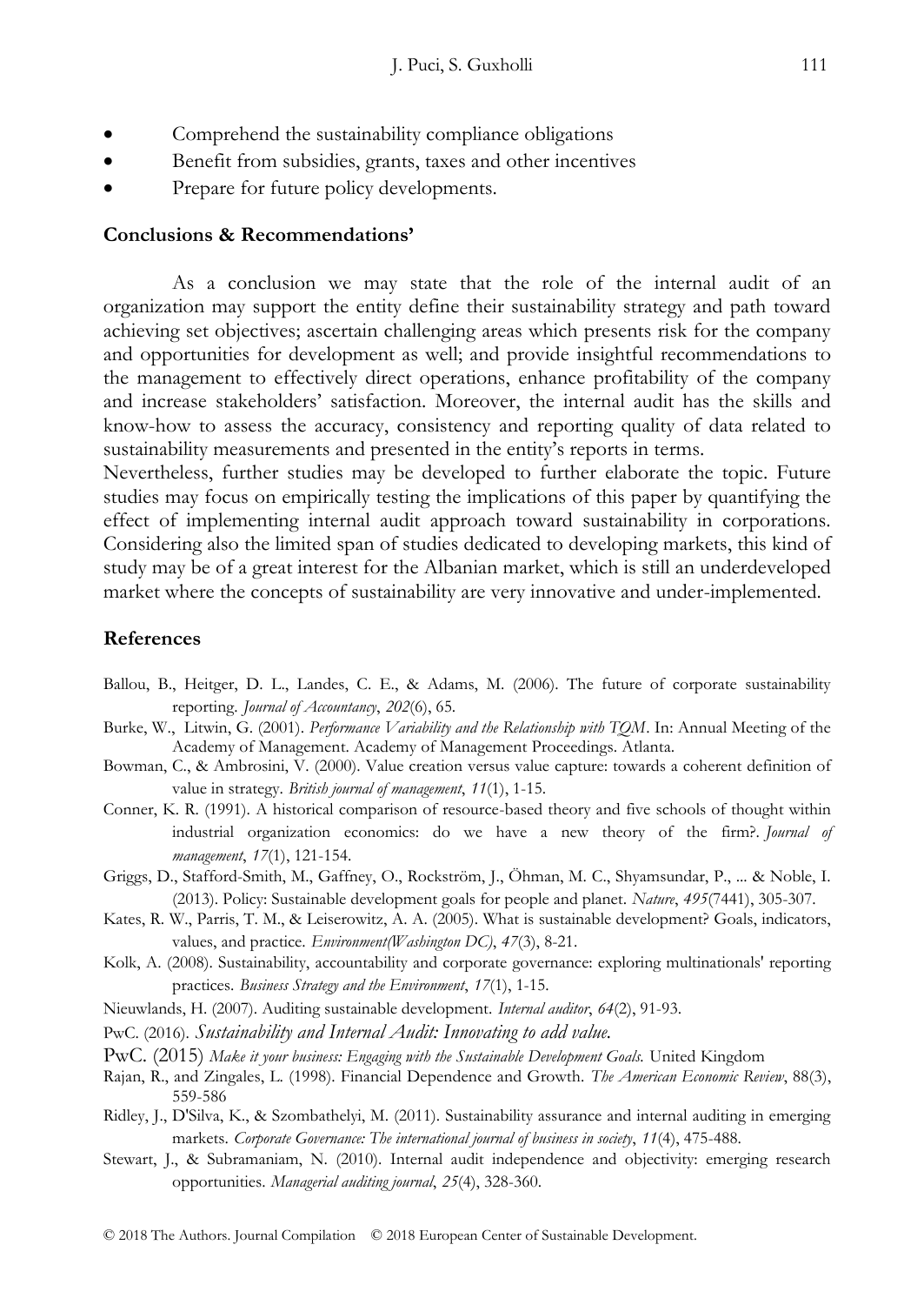- Comprehend the sustainability compliance obligations
- Benefit from subsidies, grants, taxes and other incentives
- Prepare for future policy developments.

## Conclusions & Recommendations'

As a conclusion we may state that the role of the internal audit of an organization may support the entity define their sustainability strategy and path toward achieving set objectives; ascertain challenging areas which presents risk for the company and opportunities for development as well; and provide insightful recommendations to the management to effectively direct operations, enhance profitability of the company and increase stakeholders' satisfaction. Moreover, the internal audit has the skills and know-how to assess the accuracy, consistency and reporting quality of data related to sustainability measurements and presented in the entity's reports in terms.

Nevertheless, further studies may be developed to further elaborate the topic. Future studies may focus on empirically testing the implications of this paper by quantifying the effect of implementing internal audit approach toward sustainability in corporations. Considering also the limited span of studies dedicated to developing markets, this kind of study may be of a great interest for the Albanian market, which is still an underdeveloped market where the concepts of sustainability are very innovative and under-implemented.

## References

Ballou, B., Heitger, D. L., Landes, C. E., & Adams, M. (2006). The future of corporate sustainability reporting. *Journal of Accountancy*, *202*(6), 65.

Burke, W., Litwin, G. (2001). *Performance Variability and the Relationship with TQM*. In: Annual Meeting of the Academy of Management. Academy of Management Proceedings. Atlanta.

Bowman, C., & Ambrosini, V. (2000). Value creation versus value capture: towards a coherent definition of value in strategy. *British journal of management*, *11*(1), 1-15.

Conner, K. R. (1991). A historical comparison of resource-based theory and five schools of thought within industrial organization economics: do we have a new theory of the firm?. *Journal of management*, *17*(1), 121-154.

Griggs, D., Stafford-Smith, M., Gaffney, O., Rockström, J., Öhman, M. C., Shyamsundar, P., ... & Noble, I. (2013). Policy: Sustainable development goals for people and planet. *Nature*, *495*(7441), 305-307.

Kates, R. W., Parris, T. M., & Leiserowitz, A. A. (2005). What is sustainable development? Goals, indicators, values, and practice. *Environment(Washington DC)*, *47*(3), 8-21.

Kolk, A. (2008). Sustainability, accountability and corporate governance: exploring multinationals' reporting practices. *Business Strategy and the Environment*, *17*(1), 1-15.

Nieuwlands, H. (2007). Auditing sustainable development. *Internal auditor*, *64*(2), 91-93.

PwC. (2016). *Sustainability and Internal Audit: Innovating to add value.*

PwC. (2015) *Make it your business: Engaging with the Sustainable Development Goals.* United Kingdom

Rajan, R., and Zingales, L. (1998). Financial Dependence and Growth. *The American Economic Review*, 88(3), 559-586

Ridley, J., D'Silva, K., & Szombathelyi, M. (2011). Sustainability assurance and internal auditing in emerging markets. *Corporate Governance: The international journal of business in society*, *11*(4), 475-488.

Stewart, J., & Subramaniam, N. (2010). Internal audit independence and objectivity: emerging research opportunities. *Managerial auditing journal*, *25*(4), 328-360.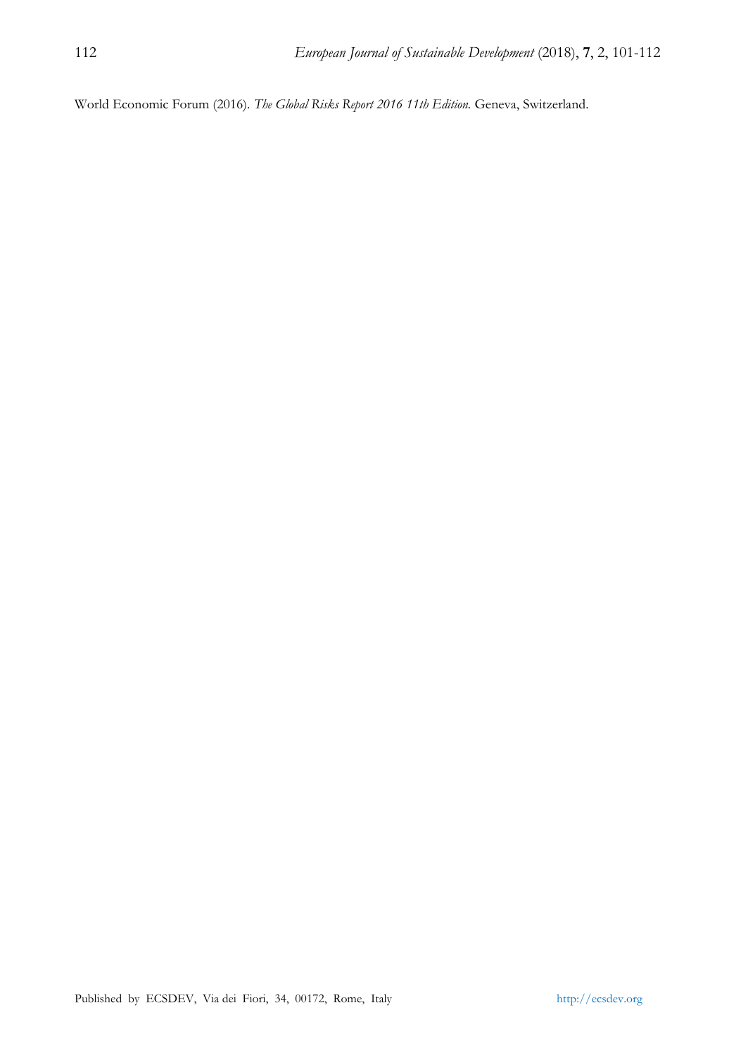World Economic Forum (2016). *The Global Risks Report 2016 11th Edition.* Geneva, Switzerland.